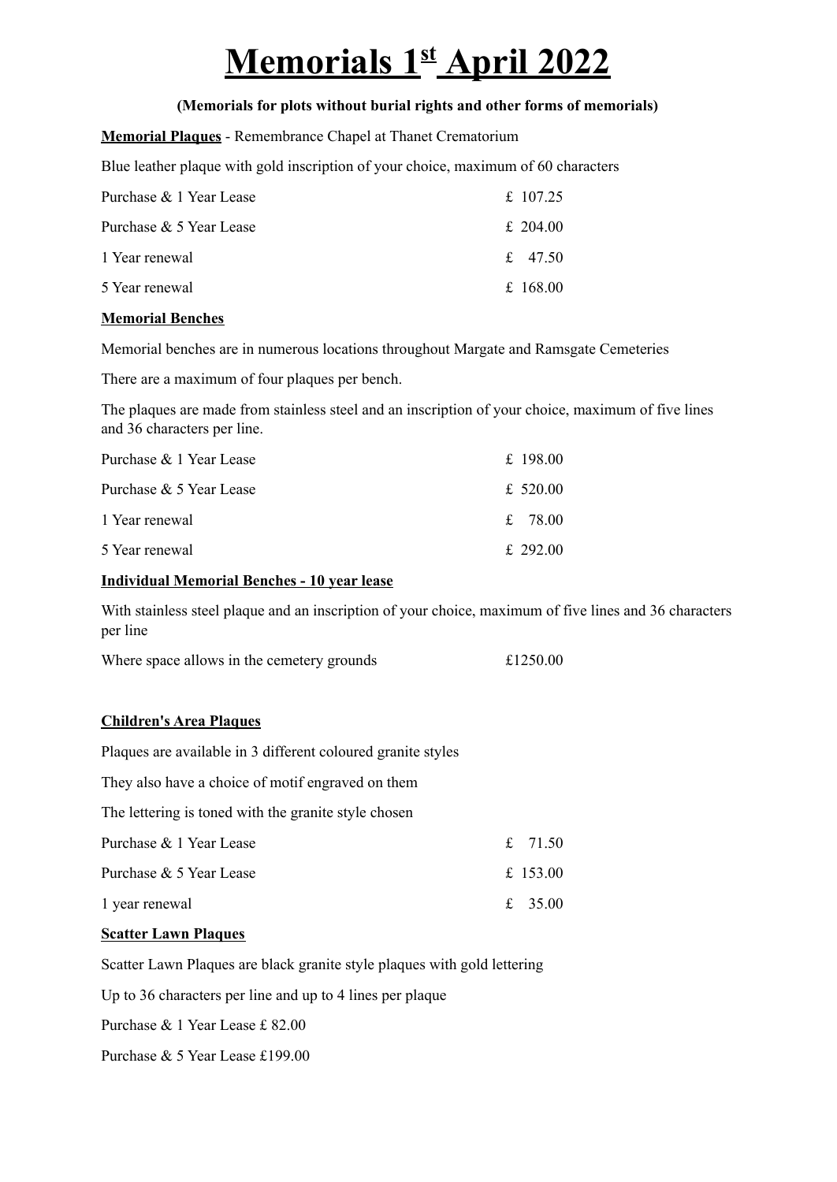# Memorials 1st April 2022

**(Memorials for plots without burial rights and other forms of memorials)**

**Memorial Plaques** - Remembrance Chapel at Thanet Crematorium

Blue leather plaque with gold inscription of your choice, maximum of 60 characters

| | |
|---|---|
| Purchase & 1 Year Lease | £ 107.25 |
| Purchase & 5 Year Lease | £ 204.00 |
| 1 Year renewal | £ 47.50 |
| 5 Year renewal | £ 168.00 |

**Memorial Benches**

Memorial benches are in numerous locations throughout Margate and Ramsgate Cemeteries

There are a maximum of four plaques per bench.

The plaques are made from stainless steel and an inscription of your choice, maximum of five lines and 36 characters per line.

| | |
|---|---|
| Purchase & 1 Year Lease | £ 198.00 |
| Purchase & 5 Year Lease | £ 520.00 |
| 1 Year renewal | £ 78.00 |
| 5 Year renewal | £ 292.00 |

**Individual Memorial Benches - 10 year lease**

With stainless steel plaque and an inscription of your choice, maximum of five lines and 36 characters per line

| | |
|---|---|
| Where space allows in the cemetery grounds | £1250.00 |

**Children's Area Plaques**

Plaques are available in 3 different coloured granite styles

They also have a choice of motif engraved on them

The lettering is toned with the granite style chosen

| | |
|---|---|
| Purchase & 1 Year Lease | £ 71.50 |
| Purchase & 5 Year Lease | £ 153.00 |
| 1 year renewal | £ 35.00 |

**Scatter Lawn Plaques**

Scatter Lawn Plaques are black granite style plaques with gold lettering

Up to 36 characters per line and up to 4 lines per plaque

Purchase & 1 Year Lease £ 82.00

Purchase & 5 Year Lease £199.00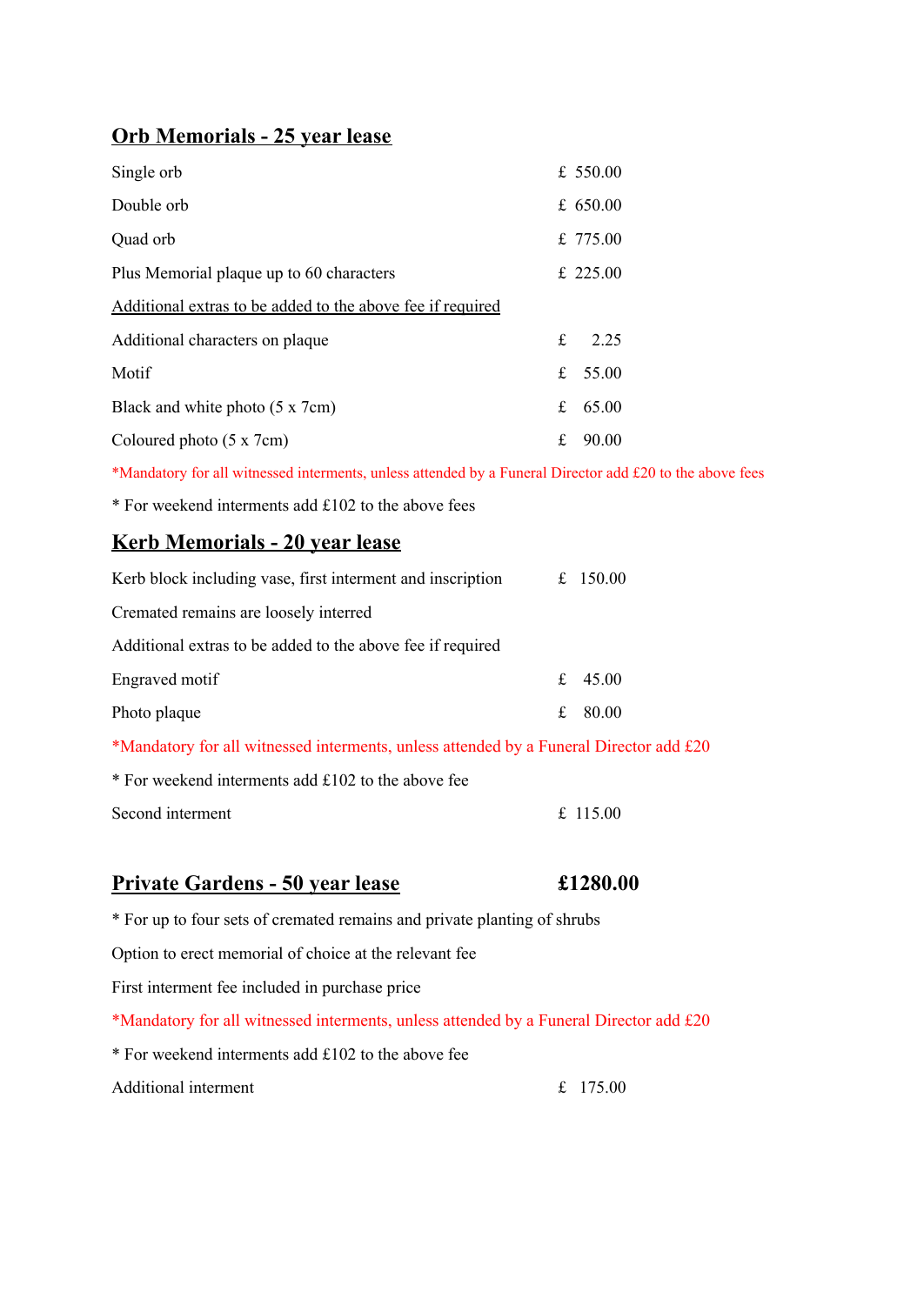## Orb Memorials - 25 year lease

| | |
|---|---|
| Single orb | £ 550.00 |
| Double orb | £ 650.00 |
| Quad orb | £ 775.00 |
| Plus Memorial plaque up to 60 characters | £ 225.00 |

Additional extras to be added to the above fee if required

| | |
|---|---|
| Additional characters on plaque | £ 2.25 |
| Motif | £ 55.00 |
| Black and white photo (5 x 7cm) | £ 65.00 |
| Coloured photo (5 x 7cm) | £ 90.00 |

*Mandatory for all witnessed interments, unless attended by a Funeral Director add £20 to the above fees

* For weekend interments add £102 to the above fees

## Kerb Memorials - 20 year lease

| | |
|---|---|
| Kerb block including vase, first interment and inscription | £ 150.00 |

Cremated remains are loosely interred

Additional extras to be added to the above fee if required

| | |
|---|---|
| Engraved motif | £ 45.00 |
| Photo plaque | £ 80.00 |

*Mandatory for all witnessed interments, unless attended by a Funeral Director add £20

* For weekend interments add £102 to the above fee

| | |
|---|---|
| Second interment | £ 115.00 |

## Private Gardens - 50 year lease £1280.00

* For up to four sets of cremated remains and private planting of shrubs

Option to erect memorial of choice at the relevant fee

First interment fee included in purchase price

*Mandatory for all witnessed interments, unless attended by a Funeral Director add £20

* For weekend interments add £102 to the above fee

| | |
|---|---|
| Additional interment | £ 175.00 |